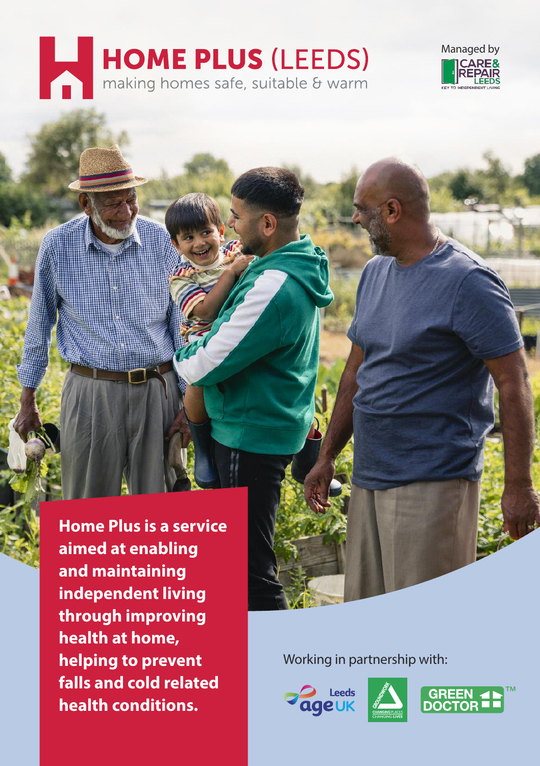# HOME PLUS (LEEDS)

making homes safe, suitable & warm

Managed by CARE & REPAIR LEEDS — KEY TO INDEPENDENT LIVING

**Home Plus is a service aimed at enabling and maintaining independent living through improving health at home, helping to prevent falls and cold related health conditions.**

Working in partnership with:

Leeds Age UK, Groundwork (Changing Places Changing Lives), Green Doctor™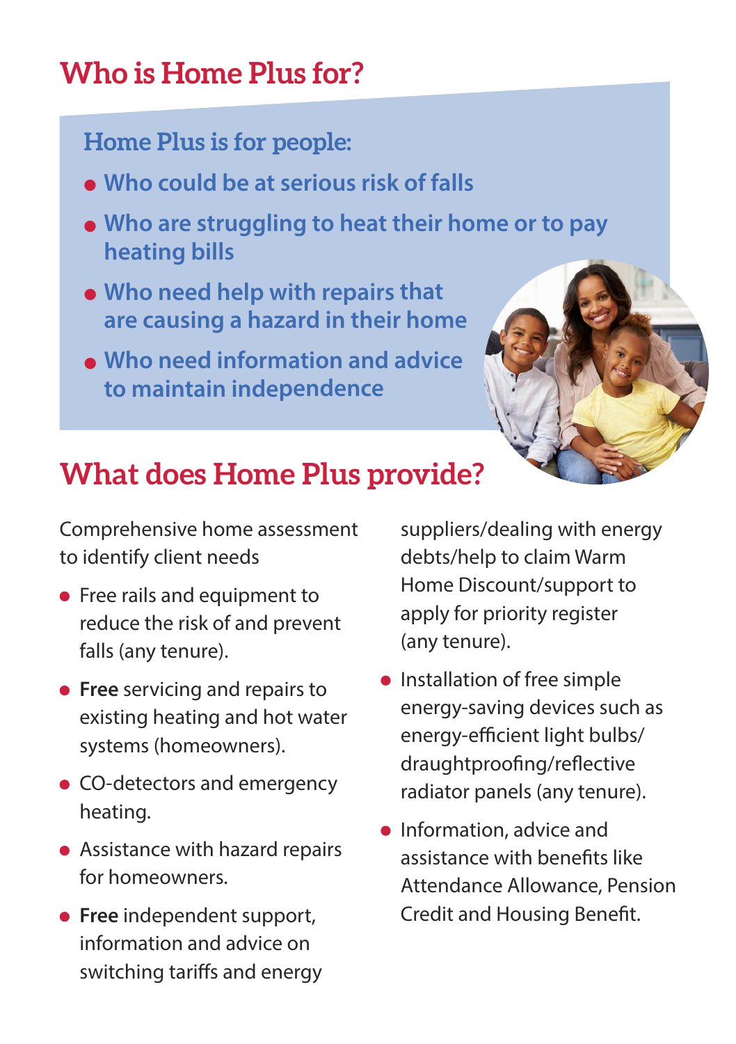# Who is Home Plus for?

## Home Plus is for people:

- **Who could be at serious risk of falls**
- **Who are struggling to heat their home or to pay heating bills**
- **Who need help with repairs that are causing a hazard in their home**
- **Who need information and advice to maintain independence**

# What does Home Plus provide?

Comprehensive home assessment to identify client needs

- Free rails and equipment to reduce the risk of and prevent falls (any tenure).
- **Free** servicing and repairs to existing heating and hot water systems (homeowners).
- CO-detectors and emergency heating.
- Assistance with hazard repairs for homeowners.
- **Free** independent support, information and advice on switching tariffs and energy suppliers/dealing with energy debts/help to claim Warm Home Discount/support to apply for priority register (any tenure).
- Installation of free simple energy-saving devices such as energy-efficient light bulbs/draughtproofing/reflective radiator panels (any tenure).
- Information, advice and assistance with benefits like Attendance Allowance, Pension Credit and Housing Benefit.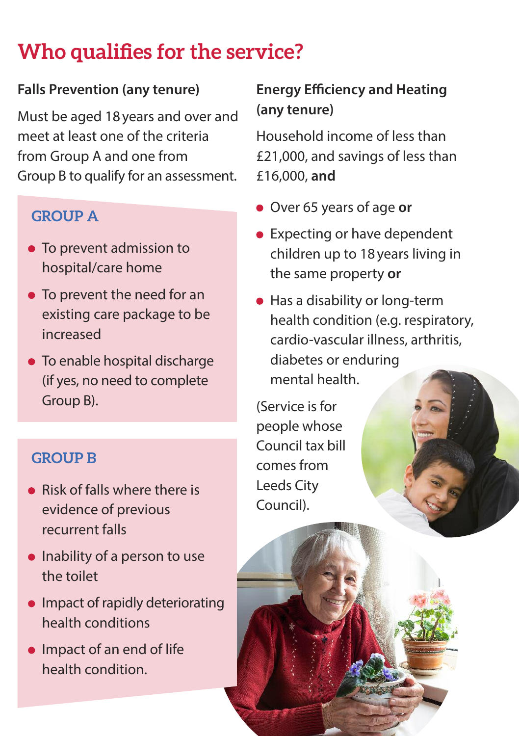# Who qualifies for the service?

### Falls Prevention (any tenure)

Must be aged 18 years and over and meet at least one of the criteria from Group A and one from Group B to qualify for an assessment.

#### GROUP A

- To prevent admission to hospital/care home
- To prevent the need for an existing care package to be increased
- To enable hospital discharge (if yes, no need to complete Group B).

#### GROUP B

- Risk of falls where there is evidence of previous recurrent falls
- Inability of a person to use the toilet
- Impact of rapidly deteriorating health conditions
- Impact of an end of life health condition.

### Energy Efficiency and Heating (any tenure)

Household income of less than £21,000, and savings of less than £16,000, **and**

- Over 65 years of age **or**
- Expecting or have dependent children up to 18 years living in the same property **or**
- Has a disability or long-term health condition (e.g. respiratory, cardio-vascular illness, arthritis, diabetes or enduring mental health.

(Service is for people whose Council tax bill comes from Leeds City Council).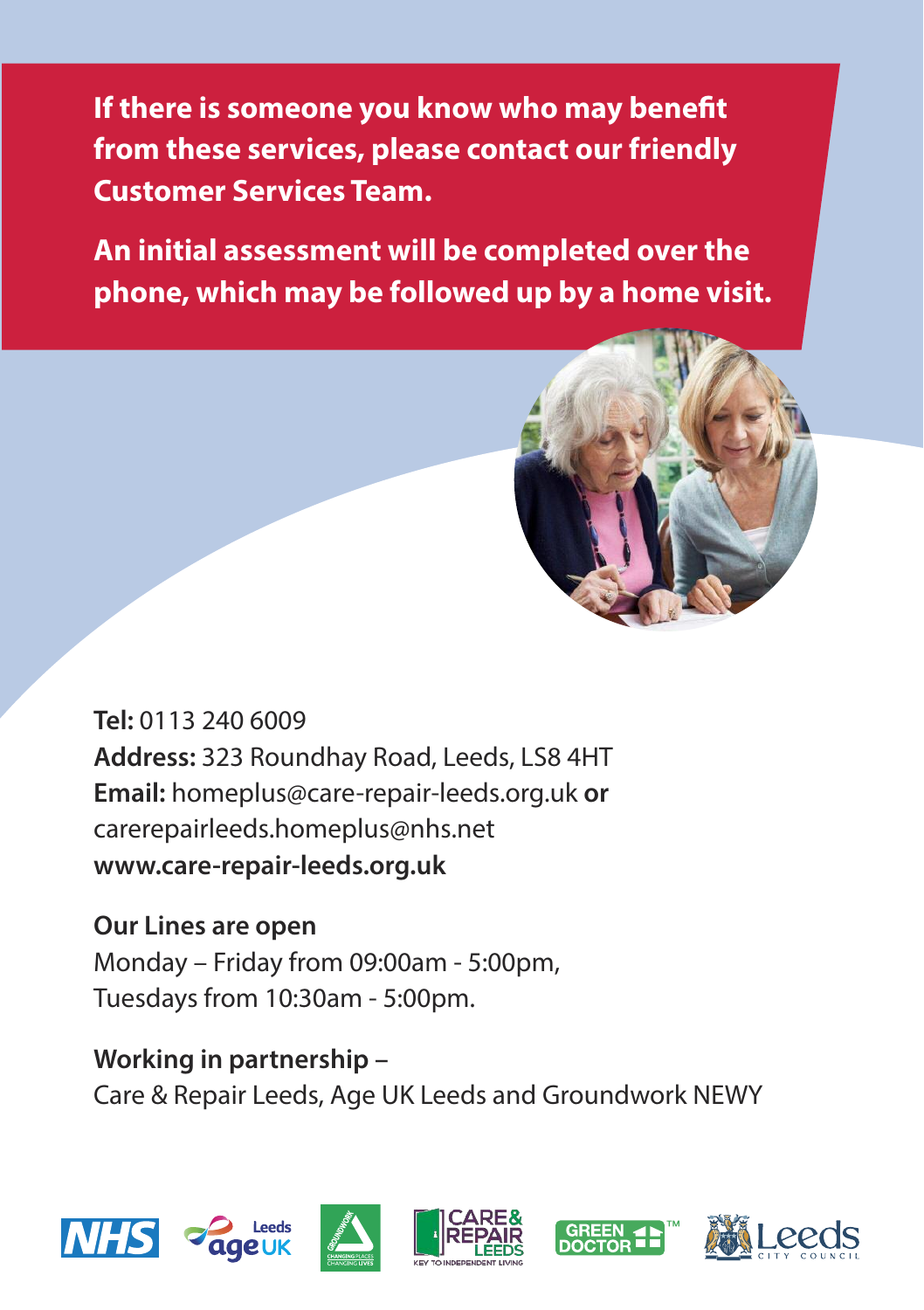**If there is someone you know who may benefit from these services, please contact our friendly Customer Services Team.**

**An initial assessment will be completed over the phone, which may be followed up by a home visit.**

**Tel:** 0113 240 6009
**Address:** 323 Roundhay Road, Leeds, LS8 4HT
**Email:** homeplus@care-repair-leeds.org.uk **or** carerepairleeds.homeplus@nhs.net
**www.care-repair-leeds.org.uk**

**Our Lines are open**
Monday – Friday from 09:00am - 5:00pm,
Tuesdays from 10:30am - 5:00pm.

**Working in partnership –**
Care & Repair Leeds, Age UK Leeds and Groundwork NEWY